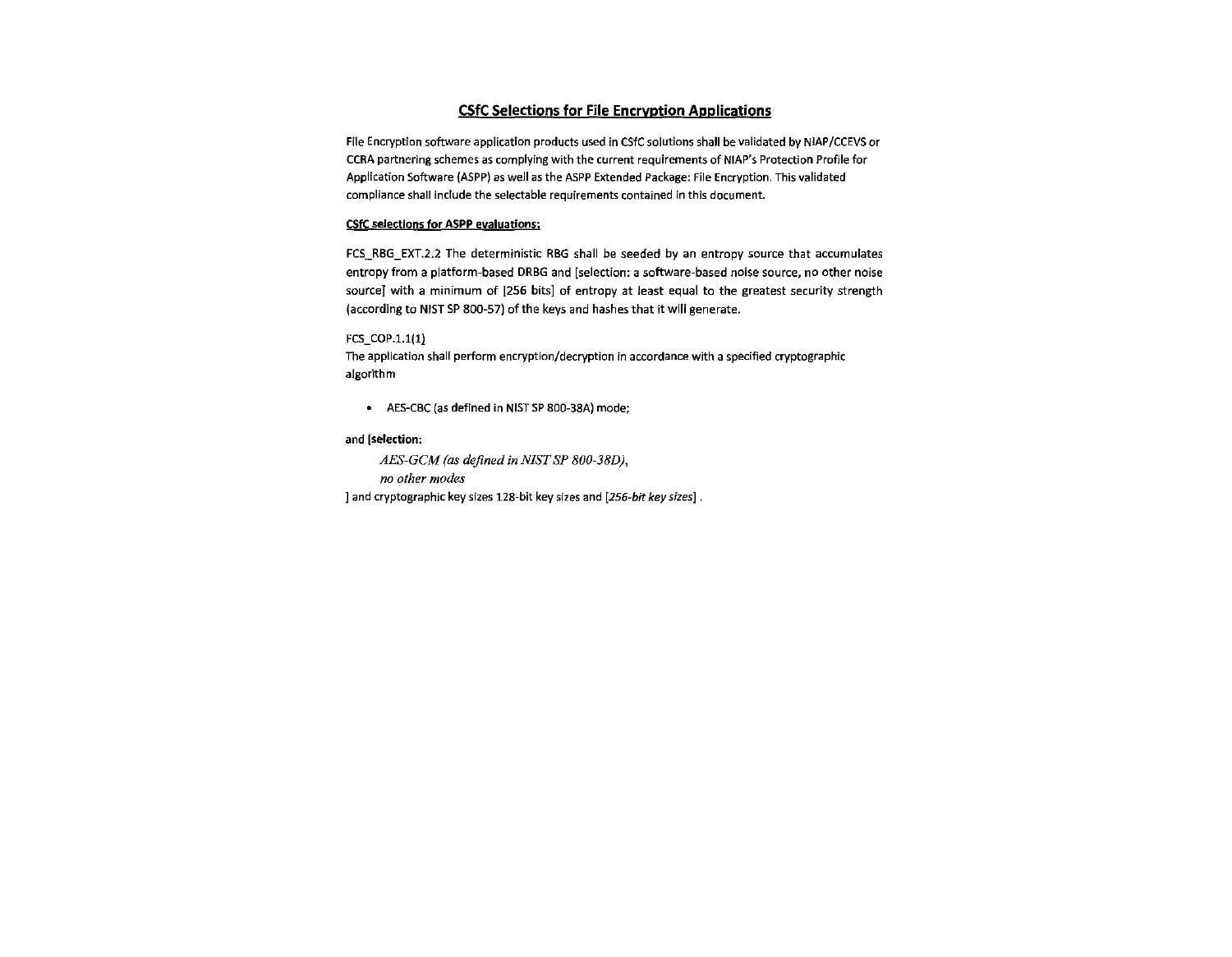# CSfC Selections for File Encryption Applications

File Encryption software application products used in CSfC solutions shall be validated by NIAP/CCEVS or CCRA partnering schemes as complying with the current requirements of NIAP's Protection Profile for Application Software (ASPP) as well as the ASPP Extended Package: File Encryption. This validated compliance shall include the selectable requirements contained in this document.

**CSfC selections for ASPP evaluations:**

FCS_RBG_EXT.2.2 The deterministic RBG shall be seeded by an entropy source that accumulates entropy from a platform-based DRBG and [selection: a software-based noise source, no other noise source] with a minimum of [256 bits] of entropy at least equal to the greatest security strength (according to NIST SP 800-57) of the keys and hashes that it will generate.

FCS_COP.1.1(1)
The application shall perform encryption/decryption in accordance with a specified cryptographic algorithm

- AES-CBC (as defined in NIST SP 800-38A) mode;

and [**selection:**

*AES-GCM (as defined in NIST SP 800-38D),*
*no other modes*

] and cryptographic key sizes 128-bit key sizes and [*256-bit key sizes*] .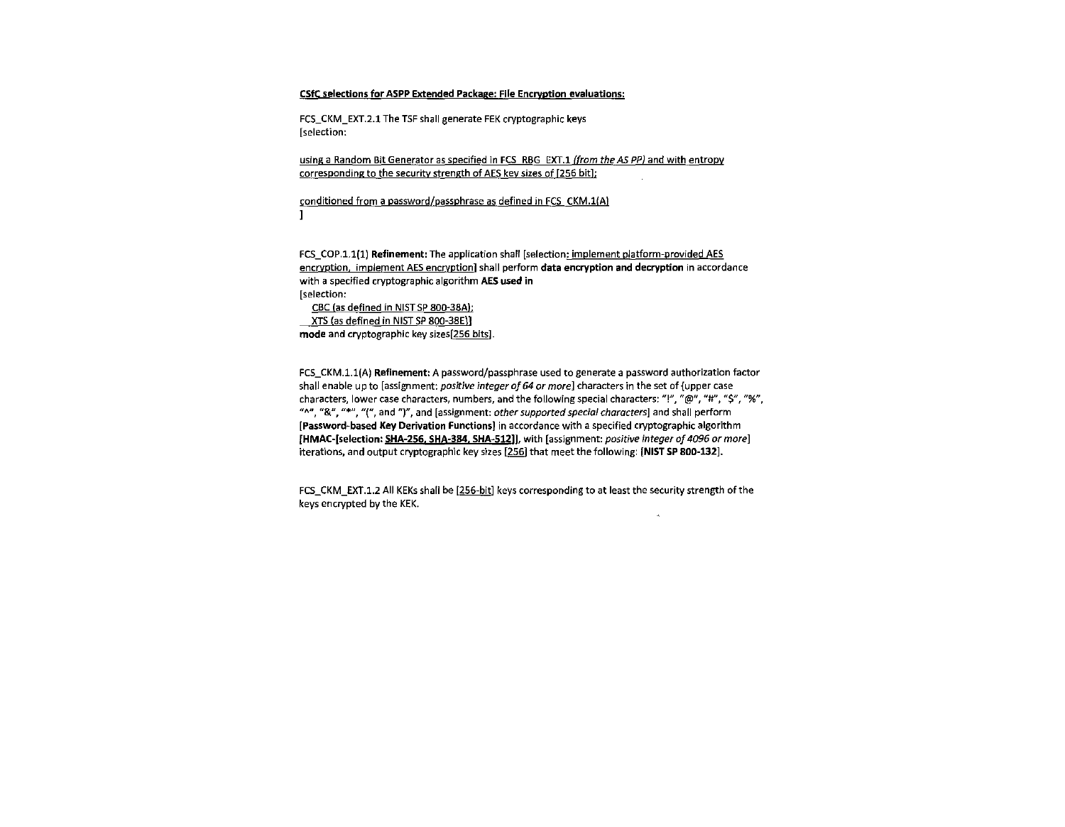**CSfC selections for ASPP Extended Package: File Encryption evaluations:**

FCS_CKM_EXT.2.1 The TSF shall generate FEK cryptographic keys
[selection:

using a Random Bit Generator as specified in **FCS_RBG_EXT.1** *(from the AS PP)* and with entropy corresponding to the security strength of AES key sizes of [256 bit];

conditioned from a password/passphrase as defined in FCS_CKM.1(A)
]

FCS_COP.1.1(1) **Refinement:** The application shall [selection: implement platform-provided AES encryption, implement AES encryption] shall perform **data encryption and decryption** in accordance with a specified cryptographic algorithm **AES used in**
[selection:
CBC (as defined in NIST SP 800-38A);
XTS (as defined in NIST SP 800-38E)]
**mode** and cryptographic key sizes[256 bits].

FCS_CKM.1.1(A) **Refinement:** A password/passphrase used to generate a password authorization factor shall enable up to [assignment: *positive integer of 64 or more*] characters in the set of {upper case characters, lower case characters, numbers, and the following special characters: "!", "@", "#", "$", "%", "^", "&", "*", "(", and ")", and [assignment: *other supported special characters*] and shall perform [**Password-based Key Derivation Functions**] in accordance with a specified cryptographic algorithm [**HMAC-[selection: SHA-256, SHA-384, SHA-512]**], with [assignment: *positive integer of 4096 or more*] iterations, and output cryptographic key sizes [256] that meet the following: [**NIST SP 800-132**].

FCS_CKM_EXT.1.2 All KEKs shall be [256-bit] keys corresponding to at least the security strength of the keys encrypted by the KEK.